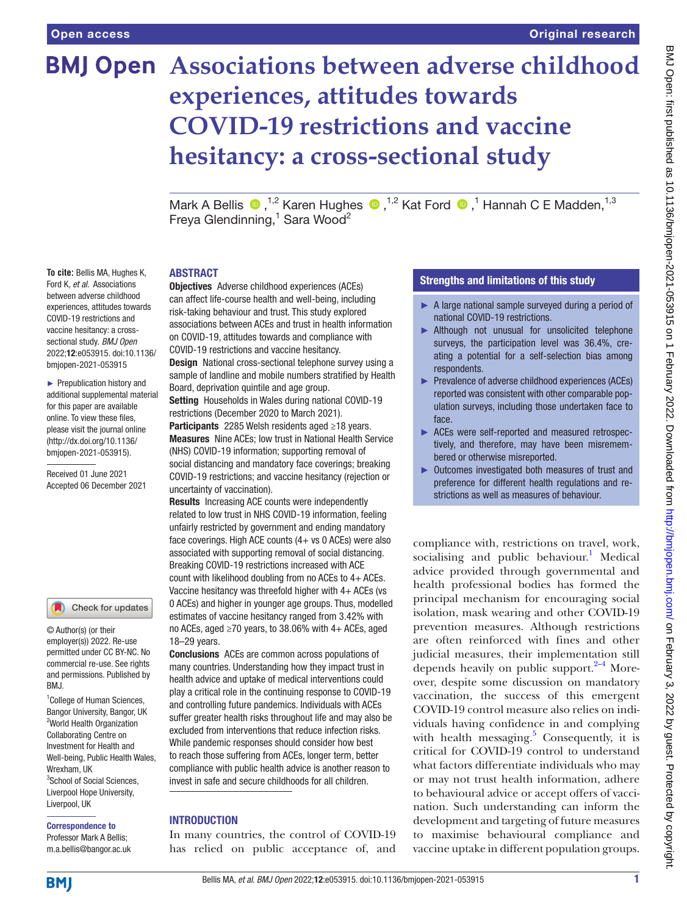# Associations between adverse childhood experiences, attitudes towards COVID-19 restrictions and vaccine hesitancy: a cross-sectional study

Mark A Bellis,[1,2] Karen Hughes,[1,2] Kat Ford,[1] Hannah C E Madden,[1,3] Freya Glendinning,[1] Sara Wood[2]

**To cite:** Bellis MA, Hughes K, Ford K, *et al*. Associations between adverse childhood experiences, attitudes towards COVID-19 restrictions and vaccine hesitancy: a cross-sectional study. *BMJ Open* 2022;**12**:e053915. doi:10.1136/bmjopen-2021-053915

► Prepublication history and additional supplemental material for this paper are available online. To view these files, please visit the journal online (http://dx.doi.org/10.1136/bmjopen-2021-053915).

Received 01 June 2021
Accepted 06 December 2021

© Author(s) (or their employer(s)) 2022. Re-use permitted under CC BY-NC. No commercial re-use. See rights and permissions. Published by BMJ.

[1]College of Human Sciences, Bangor University, Bangor, UK
[2]World Health Organization Collaborating Centre on Investment for Health and Well-being, Public Health Wales, Wrexham, UK
[3]School of Social Sciences, Liverpool Hope University, Liverpool, UK

**Correspondence to**
Professor Mark A Bellis; m.a.bellis@bangor.ac.uk

## ABSTRACT

**Objectives** Adverse childhood experiences (ACEs) can affect life-course health and well-being, including risk-taking behaviour and trust. This study explored associations between ACEs and trust in health information on COVID-19, attitudes towards and compliance with COVID-19 restrictions and vaccine hesitancy.

**Design** National cross-sectional telephone survey using a sample of landline and mobile numbers stratified by Health Board, deprivation quintile and age group.

**Setting** Households in Wales during national COVID-19 restrictions (December 2020 to March 2021).

**Participants** 2285 Welsh residents aged ≥18 years.

**Measures** Nine ACEs; low trust in National Health Service (NHS) COVID-19 information; supporting removal of social distancing and mandatory face coverings; breaking COVID-19 restrictions; and vaccine hesitancy (rejection or uncertainty of vaccination).

**Results** Increasing ACE counts were independently related to low trust in NHS COVID-19 information, feeling unfairly restricted by government and ending mandatory face coverings. High ACE counts (4+ vs 0 ACEs) were also associated with supporting removal of social distancing. Breaking COVID-19 restrictions increased with ACE count with likelihood doubling from no ACEs to 4+ ACEs. Vaccine hesitancy was threefold higher with 4+ ACEs (vs 0 ACEs) and higher in younger age groups. Thus, modelled estimates of vaccine hesitancy ranged from 3.42% with no ACEs, aged ≥70 years, to 38.06% with 4+ ACEs, aged 18–29 years.

**Conclusions** ACEs are common across populations of many countries. Understanding how they impact trust in health advice and uptake of medical interventions could play a critical role in the continuing response to COVID-19 and controlling future pandemics. Individuals with ACEs suffer greater health risks throughout life and may also be excluded from interventions that reduce infection risks. While pandemic responses should consider how best to reach those suffering from ACEs, longer term, better compliance with public health advice is another reason to invest in safe and secure childhoods for all children.

### Strengths and limitations of this study

- ► A large national sample surveyed during a period of national COVID-19 restrictions.
- ► Although not unusual for unsolicited telephone surveys, the participation level was 36.4%, creating a potential for a self-selection bias among respondents.
- ► Prevalence of adverse childhood experiences (ACEs) reported was consistent with other comparable population surveys, including those undertaken face to face.
- ► ACEs were self-reported and measured retrospectively, and therefore, may have been misremembered or otherwise misreported.
- ► Outcomes investigated both measures of trust and preference for different health regulations and restrictions as well as measures of behaviour.

## INTRODUCTION

In many countries, the control of COVID-19 has relied on public acceptance of, and compliance with, restrictions on travel, work, socialising and public behaviour.[1] Medical advice provided through governmental and health professional bodies has formed the principal mechanism for encouraging social isolation, mask wearing and other COVID-19 prevention measures. Although restrictions are often reinforced with fines and other judicial measures, their implementation still depends heavily on public support.[2–4] Moreover, despite some discussion on mandatory vaccination, the success of this emergent COVID-19 control measure also relies on individuals having confidence in and complying with health messaging.[5] Consequently, it is critical for COVID-19 control to understand what factors differentiate individuals who may or may not trust health information, adhere to behavioural advice or accept offers of vaccination. Such understanding can inform the development and targeting of future measures to maximise behavioural compliance and vaccine uptake in different population groups.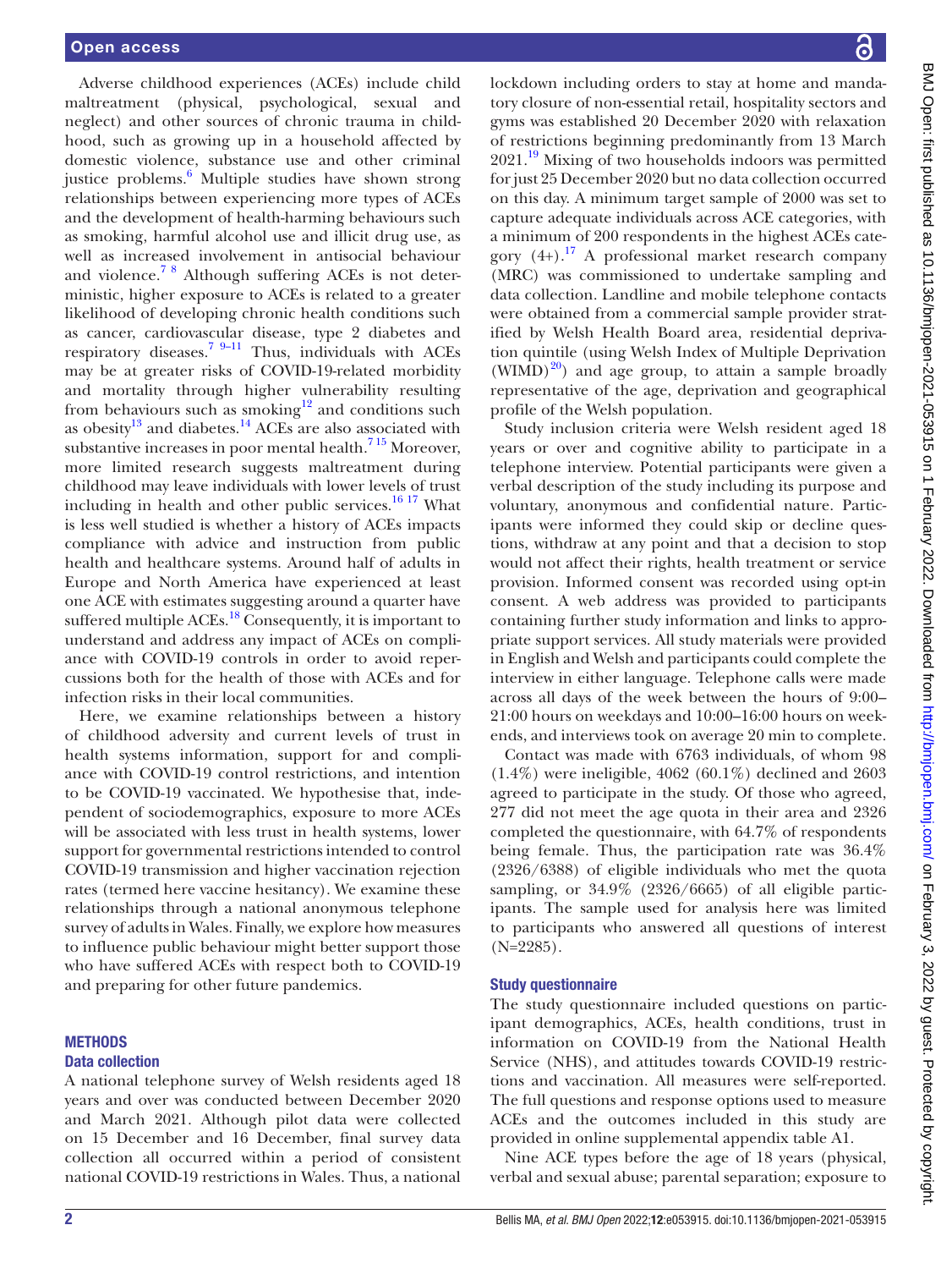Adverse childhood experiences (ACEs) include child maltreatment (physical, psychological, sexual and neglect) and other sources of chronic trauma in childhood, such as growing up in a household affected by domestic violence, substance use and other criminal justice problems.[6] Multiple studies have shown strong relationships between experiencing more types of ACEs and the development of health-harming behaviours such as smoking, harmful alcohol use and illicit drug use, as well as increased involvement in antisocial behaviour and violence.[7 8] Although suffering ACEs is not deterministic, higher exposure to ACEs is related to a greater likelihood of developing chronic health conditions such as cancer, cardiovascular disease, type 2 diabetes and respiratory diseases.[7 9–11] Thus, individuals with ACEs may be at greater risks of COVID-19-related morbidity and mortality through higher vulnerability resulting from behaviours such as smoking[12] and conditions such as obesity[13] and diabetes.[14] ACEs are also associated with substantive increases in poor mental health.[7 15] Moreover, more limited research suggests maltreatment during childhood may leave individuals with lower levels of trust including in health and other public services.[16 17] What is less well studied is whether a history of ACEs impacts compliance with advice and instruction from public health and healthcare systems. Around half of adults in Europe and North America have experienced at least one ACE with estimates suggesting around a quarter have suffered multiple ACEs.[18] Consequently, it is important to understand and address any impact of ACEs on compliance with COVID-19 controls in order to avoid repercussions both for the health of those with ACEs and for infection risks in their local communities.

Here, we examine relationships between a history of childhood adversity and current levels of trust in health systems information, support for and compliance with COVID-19 control restrictions, and intention to be COVID-19 vaccinated. We hypothesise that, independent of sociodemographics, exposure to more ACEs will be associated with less trust in health systems, lower support for governmental restrictions intended to control COVID-19 transmission and higher vaccination rejection rates (termed here vaccine hesitancy). We examine these relationships through a national anonymous telephone survey of adults in Wales. Finally, we explore how measures to influence public behaviour might better support those who have suffered ACEs with respect both to COVID-19 and preparing for other future pandemics.

## METHODS

### Data collection

A national telephone survey of Welsh residents aged 18 years and over was conducted between December 2020 and March 2021. Although pilot data were collected on 15 December and 16 December, final survey data collection all occurred within a period of consistent national COVID-19 restrictions in Wales. Thus, a national lockdown including orders to stay at home and mandatory closure of non-essential retail, hospitality sectors and gyms was established 20 December 2020 with relaxation of restrictions beginning predominantly from 13 March 2021.[19] Mixing of two households indoors was permitted for just 25 December 2020 but no data collection occurred on this day. A minimum target sample of 2000 was set to capture adequate individuals across ACE categories, with a minimum of 200 respondents in the highest ACEs category (4+).[17] A professional market research company (MRC) was commissioned to undertake sampling and data collection. Landline and mobile telephone contacts were obtained from a commercial sample provider stratified by Welsh Health Board area, residential deprivation quintile (using Welsh Index of Multiple Deprivation (WIMD)[20]) and age group, to attain a sample broadly representative of the age, deprivation and geographical profile of the Welsh population.

Study inclusion criteria were Welsh resident aged 18 years or over and cognitive ability to participate in a telephone interview. Potential participants were given a verbal description of the study including its purpose and voluntary, anonymous and confidential nature. Participants were informed they could skip or decline questions, withdraw at any point and that a decision to stop would not affect their rights, health treatment or service provision. Informed consent was recorded using opt-in consent. A web address was provided to participants containing further study information and links to appropriate support services. All study materials were provided in English and Welsh and participants could complete the interview in either language. Telephone calls were made across all days of the week between the hours of 9:00–21:00 hours on weekdays and 10:00–16:00 hours on weekends, and interviews took on average 20 min to complete.

Contact was made with 6763 individuals, of whom 98 (1.4%) were ineligible, 4062 (60.1%) declined and 2603 agreed to participate in the study. Of those who agreed, 277 did not meet the age quota in their area and 2326 completed the questionnaire, with 64.7% of respondents being female. Thus, the participation rate was 36.4% (2326/6388) of eligible individuals who met the quota sampling, or 34.9% (2326/6665) of all eligible participants. The sample used for analysis here was limited to participants who answered all questions of interest (N=2285).

### Study questionnaire

The study questionnaire included questions on participant demographics, ACEs, health conditions, trust in information on COVID-19 from the National Health Service (NHS), and attitudes towards COVID-19 restrictions and vaccination. All measures were self-reported. The full questions and response options used to measure ACEs and the outcomes included in this study are provided in online supplemental appendix table A1.

Nine ACE types before the age of 18 years (physical, verbal and sexual abuse; parental separation; exposure to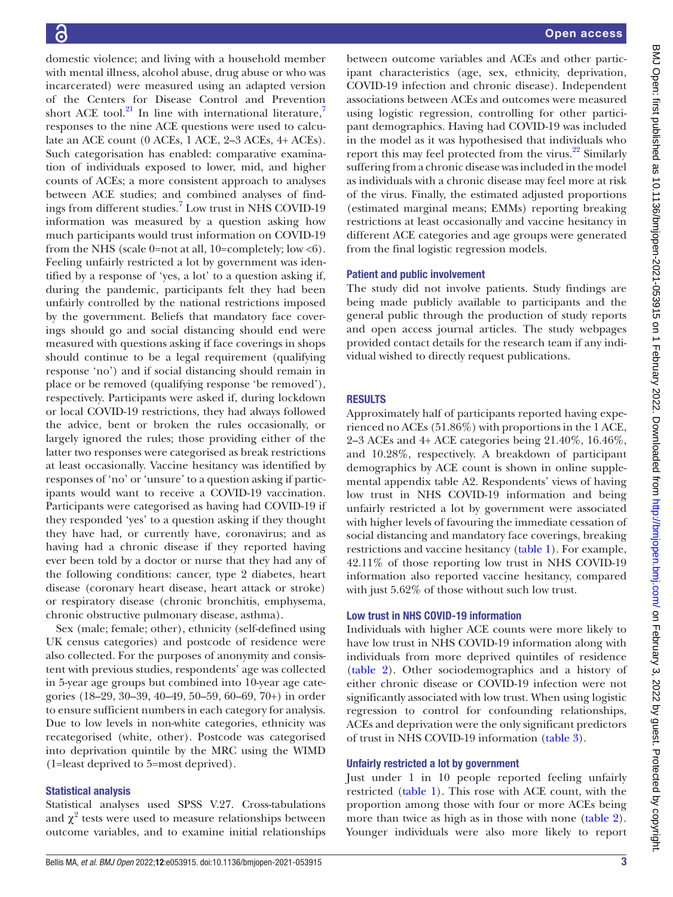domestic violence; and living with a household member with mental illness, alcohol abuse, drug abuse or who was incarcerated) were measured using an adapted version of the Centers for Disease Control and Prevention short ACE tool.[21] In line with international literature,[7] responses to the nine ACE questions were used to calculate an ACE count (0 ACEs, 1 ACE, 2–3 ACEs, 4+ ACEs). Such categorisation has enabled: comparative examination of individuals exposed to lower, mid, and higher counts of ACEs; a more consistent approach to analyses between ACE studies; and combined analyses of findings from different studies.[7] Low trust in NHS COVID-19 information was measured by a question asking how much participants would trust information on COVID-19 from the NHS (scale 0=not at all, 10=completely; low <6). Feeling unfairly restricted a lot by government was identified by a response of 'yes, a lot' to a question asking if, during the pandemic, participants felt they had been unfairly controlled by the national restrictions imposed by the government. Beliefs that mandatory face coverings should go and social distancing should end were measured with questions asking if face coverings in shops should continue to be a legal requirement (qualifying response 'no') and if social distancing should remain in place or be removed (qualifying response 'be removed'), respectively. Participants were asked if, during lockdown or local COVID-19 restrictions, they had always followed the advice, bent or broken the rules occasionally, or largely ignored the rules; those providing either of the latter two responses were categorised as break restrictions at least occasionally. Vaccine hesitancy was identified by responses of 'no' or 'unsure' to a question asking if participants would want to receive a COVID-19 vaccination. Participants were categorised as having had COVID-19 if they responded 'yes' to a question asking if they thought they have had, or currently have, coronavirus; and as having had a chronic disease if they reported having ever been told by a doctor or nurse that they had any of the following conditions: cancer, type 2 diabetes, heart disease (coronary heart disease, heart attack or stroke) or respiratory disease (chronic bronchitis, emphysema, chronic obstructive pulmonary disease, asthma).

Sex (male; female; other), ethnicity (self-defined using UK census categories) and postcode of residence were also collected. For the purposes of anonymity and consistent with previous studies, respondents' age was collected in 5-year age groups but combined into 10-year age categories (18–29, 30–39, 40–49, 50–59, 60–69, 70+) in order to ensure sufficient numbers in each category for analysis. Due to low levels in non-white categories, ethnicity was recategorised (white, other). Postcode was categorised into deprivation quintile by the MRC using the WIMD (1=least deprived to 5=most deprived).

### Statistical analysis

Statistical analyses used SPSS V.27. Cross-tabulations and $\chi^2$ tests were used to measure relationships between outcome variables, and to examine initial relationships between outcome variables and ACEs and other participant characteristics (age, sex, ethnicity, deprivation, COVID-19 infection and chronic disease). Independent associations between ACEs and outcomes were measured using logistic regression, controlling for other participant demographics. Having had COVID-19 was included in the model as it was hypothesised that individuals who report this may feel protected from the virus.[22] Similarly suffering from a chronic disease was included in the model as individuals with a chronic disease may feel more at risk of the virus. Finally, the estimated adjusted proportions (estimated marginal means; EMMs) reporting breaking restrictions at least occasionally and vaccine hesitancy in different ACE categories and age groups were generated from the final logistic regression models.

### Patient and public involvement

The study did not involve patients. Study findings are being made publicly available to participants and the general public through the production of study reports and open access journal articles. The study webpages provided contact details for the research team if any individual wished to directly request publications.

## RESULTS

Approximately half of participants reported having experienced no ACEs (51.86%) with proportions in the 1 ACE, 2–3 ACEs and 4+ ACE categories being 21.40%, 16.46%, and 10.28%, respectively. A breakdown of participant demographics by ACE count is shown in online supplemental appendix table A2. Respondents' views of having low trust in NHS COVID-19 information and being unfairly restricted a lot by government were associated with higher levels of favouring the immediate cessation of social distancing and mandatory face coverings, breaking restrictions and vaccine hesitancy (table 1). For example, 42.11% of those reporting low trust in NHS COVID-19 information also reported vaccine hesitancy, compared with just 5.62% of those without such low trust.

### Low trust in NHS COVID-19 information

Individuals with higher ACE counts were more likely to have low trust in NHS COVID-19 information along with individuals from more deprived quintiles of residence (table 2). Other sociodemographics and a history of either chronic disease or COVID-19 infection were not significantly associated with low trust. When using logistic regression to control for confounding relationships, ACEs and deprivation were the only significant predictors of trust in NHS COVID-19 information (table 3).

### Unfairly restricted a lot by government

Just under 1 in 10 people reported feeling unfairly restricted (table 1). This rose with ACE count, with the proportion among those with four or more ACEs being more than twice as high as in those with none (table 2). Younger individuals were also more likely to report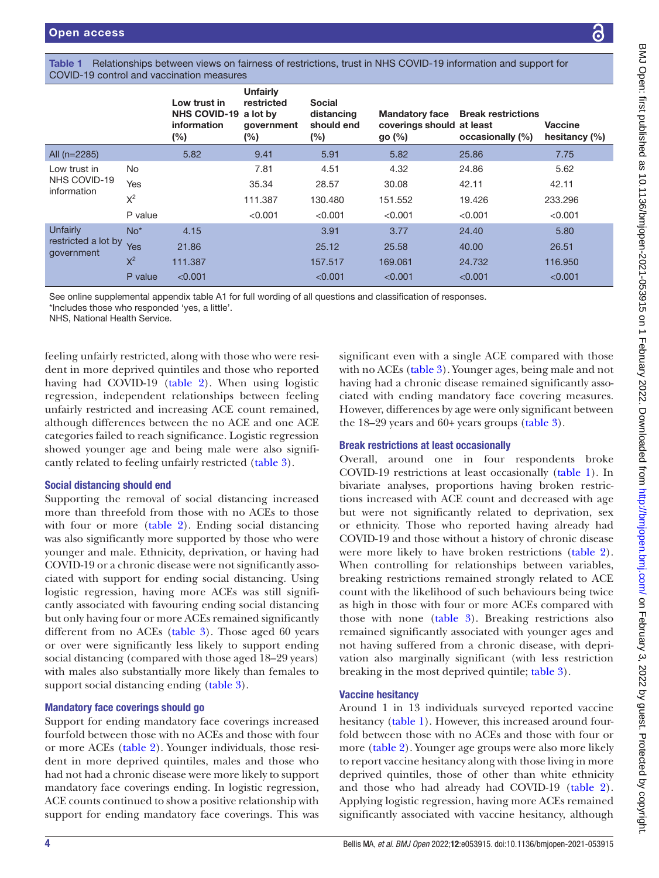**Table 1** Relationships between views on fairness of restrictions, trust in NHS COVID-19 information and support for COVID-19 control and vaccination measures

| | | Low trust in NHS COVID-19 information (%) | Unfairly restricted a lot by government (%) | Social distancing should end (%) | Mandatory face coverings should go (%) | Break restrictions at least occasionally (%) | Vaccine hesitancy (%) |
|---|---|---|---|---|---|---|---|
| All (n=2285) | | 5.82 | 9.41 | 5.91 | 5.82 | 25.86 | 7.75 |
| Low trust in NHS COVID-19 information | No | | 7.81 | 4.51 | 4.32 | 24.86 | 5.62 |
| | Yes | | 35.34 | 28.57 | 30.08 | 42.11 | 42.11 |
| | $X^2$ | | 111.387 | 130.480 | 151.552 | 19.426 | 233.296 |
| | P value | | <0.001 | <0.001 | <0.001 | <0.001 | <0.001 |
| Unfairly restricted a lot by government | No* | 4.15 | | 3.91 | 3.77 | 24.40 | 5.80 |
| | Yes | 21.86 | | 25.12 | 25.58 | 40.00 | 26.51 |
| | $X^2$ | 111.387 | | 157.517 | 169.061 | 24.732 | 116.950 |
| | P value | <0.001 | | <0.001 | <0.001 | <0.001 | <0.001 |

See online supplemental appendix table A1 for full wording of all questions and classification of responses.
*Includes those who responded 'yes, a little'.
NHS, National Health Service.

feeling unfairly restricted, along with those who were resident in more deprived quintiles and those who reported having had COVID-19 (table 2). When using logistic regression, independent relationships between feeling unfairly restricted and increasing ACE count remained, although differences between the no ACE and one ACE categories failed to reach significance. Logistic regression showed younger age and being male were also significantly related to feeling unfairly restricted (table 3).

### Social distancing should end

Supporting the removal of social distancing increased more than threefold from those with no ACEs to those with four or more (table 2). Ending social distancing was also significantly more supported by those who were younger and male. Ethnicity, deprivation, or having had COVID-19 or a chronic disease were not significantly associated with support for ending social distancing. Using logistic regression, having more ACEs was still significantly associated with favouring ending social distancing but only having four or more ACEs remained significantly different from no ACEs (table 3). Those aged 60 years or over were significantly less likely to support ending social distancing (compared with those aged 18–29 years) with males also substantially more likely than females to support social distancing ending (table 3).

### Mandatory face coverings should go

Support for ending mandatory face coverings increased fourfold between those with no ACEs and those with four or more ACEs (table 2). Younger individuals, those resident in more deprived quintiles, males and those who had not had a chronic disease were more likely to support mandatory face coverings ending. In logistic regression, ACE counts continued to show a positive relationship with support for ending mandatory face coverings. This was significant even with a single ACE compared with those with no ACEs (table 3). Younger ages, being male and not having had a chronic disease remained significantly associated with ending mandatory face covering measures. However, differences by age were only significant between the 18–29 years and 60+ years groups (table 3).

### Break restrictions at least occasionally

Overall, around one in four respondents broke COVID-19 restrictions at least occasionally (table 1). In bivariate analyses, proportions having broken restrictions increased with ACE count and decreased with age but were not significantly related to deprivation, sex or ethnicity. Those who reported having already had COVID-19 and those without a history of chronic disease were more likely to have broken restrictions (table 2). When controlling for relationships between variables, breaking restrictions remained strongly related to ACE count with the likelihood of such behaviours being twice as high in those with four or more ACEs compared with those with none (table 3). Breaking restrictions also remained significantly associated with younger ages and not having suffered from a chronic disease, with deprivation also marginally significant (with less restriction breaking in the most deprived quintile; table 3).

### Vaccine hesitancy

Around 1 in 13 individuals surveyed reported vaccine hesitancy (table 1). However, this increased around fourfold between those with no ACEs and those with four or more (table 2). Younger age groups were also more likely to report vaccine hesitancy along with those living in more deprived quintiles, those of other than white ethnicity and those who had already had COVID-19 (table 2). Applying logistic regression, having more ACEs remained significantly associated with vaccine hesitancy, although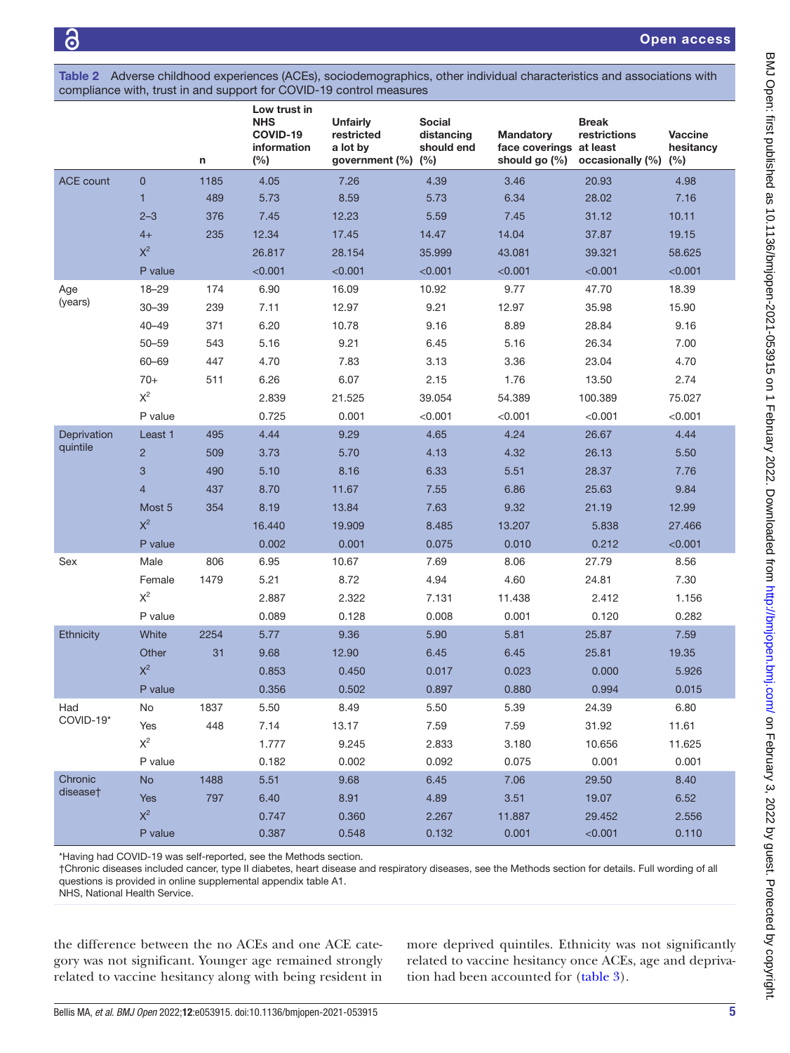Table 2 Adverse childhood experiences (ACEs), sociodemographics, other individual characteristics and associations with compliance with, trust in and support for COVID-19 control measures

| | | n | Low trust in NHS COVID-19 information (%) | Unfairly restricted a lot by government (%) | Social distancing should end (%) | Mandatory face coverings should go (%) | Break restrictions at least occasionally (%) | Vaccine hesitancy (%) |
|---|---|---|---|---|---|---|---|---|
| ACE count | 0 | 1185 | 4.05 | 7.26 | 4.39 | 3.46 | 20.93 | 4.98 |
| | 1 | 489 | 5.73 | 8.59 | 5.73 | 6.34 | 28.02 | 7.16 |
| | 2–3 | 376 | 7.45 | 12.23 | 5.59 | 7.45 | 31.12 | 10.11 |
| | 4+ | 235 | 12.34 | 17.45 | 14.47 | 14.04 | 37.87 | 19.15 |
| | $X^2$ | | 26.817 | 28.154 | 35.999 | 43.081 | 39.321 | 58.625 |
| | P value | | <0.001 | <0.001 | <0.001 | <0.001 | <0.001 | <0.001 |
| Age (years) | 18–29 | 174 | 6.90 | 16.09 | 10.92 | 9.77 | 47.70 | 18.39 |
| | 30–39 | 239 | 7.11 | 12.97 | 9.21 | 12.97 | 35.98 | 15.90 |
| | 40–49 | 371 | 6.20 | 10.78 | 9.16 | 8.89 | 28.84 | 9.16 |
| | 50–59 | 543 | 5.16 | 9.21 | 6.45 | 5.16 | 26.34 | 7.00 |
| | 60–69 | 447 | 4.70 | 7.83 | 3.13 | 3.36 | 23.04 | 4.70 |
| | 70+ | 511 | 6.26 | 6.07 | 2.15 | 1.76 | 13.50 | 2.74 |
| | $X^2$ | | 2.839 | 21.525 | 39.054 | 54.389 | 100.389 | 75.027 |
| | P value | | 0.725 | 0.001 | <0.001 | <0.001 | <0.001 | <0.001 |
| Deprivation quintile | Least 1 | 495 | 4.44 | 9.29 | 4.65 | 4.24 | 26.67 | 4.44 |
| | 2 | 509 | 3.73 | 5.70 | 4.13 | 4.32 | 26.13 | 5.50 |
| | 3 | 490 | 5.10 | 8.16 | 6.33 | 5.51 | 28.37 | 7.76 |
| | 4 | 437 | 8.70 | 11.67 | 7.55 | 6.86 | 25.63 | 9.84 |
| | Most 5 | 354 | 8.19 | 13.84 | 7.63 | 9.32 | 21.19 | 12.99 |
| | $X^2$ | | 16.440 | 19.909 | 8.485 | 13.207 | 5.838 | 27.466 |
| | P value | | 0.002 | 0.001 | 0.075 | 0.010 | 0.212 | <0.001 |
| Sex | Male | 806 | 6.95 | 10.67 | 7.69 | 8.06 | 27.79 | 8.56 |
| | Female | 1479 | 5.21 | 8.72 | 4.94 | 4.60 | 24.81 | 7.30 |
| | $X^2$ | | 2.887 | 2.322 | 7.131 | 11.438 | 2.412 | 1.156 |
| | P value | | 0.089 | 0.128 | 0.008 | 0.001 | 0.120 | 0.282 |
| Ethnicity | White | 2254 | 5.77 | 9.36 | 5.90 | 5.81 | 25.87 | 7.59 |
| | Other | 31 | 9.68 | 12.90 | 6.45 | 6.45 | 25.81 | 19.35 |
| | $X^2$ | | 0.853 | 0.450 | 0.017 | 0.023 | 0.000 | 5.926 |
| | P value | | 0.356 | 0.502 | 0.897 | 0.880 | 0.994 | 0.015 |
| Had COVID-19* | No | 1837 | 5.50 | 8.49 | 5.50 | 5.39 | 24.39 | 6.80 |
| | Yes | 448 | 7.14 | 13.17 | 7.59 | 7.59 | 31.92 | 11.61 |
| | $X^2$ | | 1.777 | 9.245 | 2.833 | 3.180 | 10.656 | 11.625 |
| | P value | | 0.182 | 0.002 | 0.092 | 0.075 | 0.001 | 0.001 |
| Chronic disease† | No | 1488 | 5.51 | 9.68 | 6.45 | 7.06 | 29.50 | 8.40 |
| | Yes | 797 | 6.40 | 8.91 | 4.89 | 3.51 | 19.07 | 6.52 |
| | $X^2$ | | 0.747 | 0.360 | 2.267 | 11.887 | 29.452 | 2.556 |
| | P value | | 0.387 | 0.548 | 0.132 | 0.001 | <0.001 | 0.110 |

*Having had COVID-19 was self-reported, see the Methods section.
†Chronic diseases included cancer, type II diabetes, heart disease and respiratory diseases, see the Methods section for details. Full wording of all questions is provided in online supplemental appendix table A1.
NHS, National Health Service.

the difference between the no ACEs and one ACE category was not significant. Younger age remained strongly related to vaccine hesitancy along with being resident in more deprived quintiles. Ethnicity was not significantly related to vaccine hesitancy once ACEs, age and deprivation had been accounted for (table 3).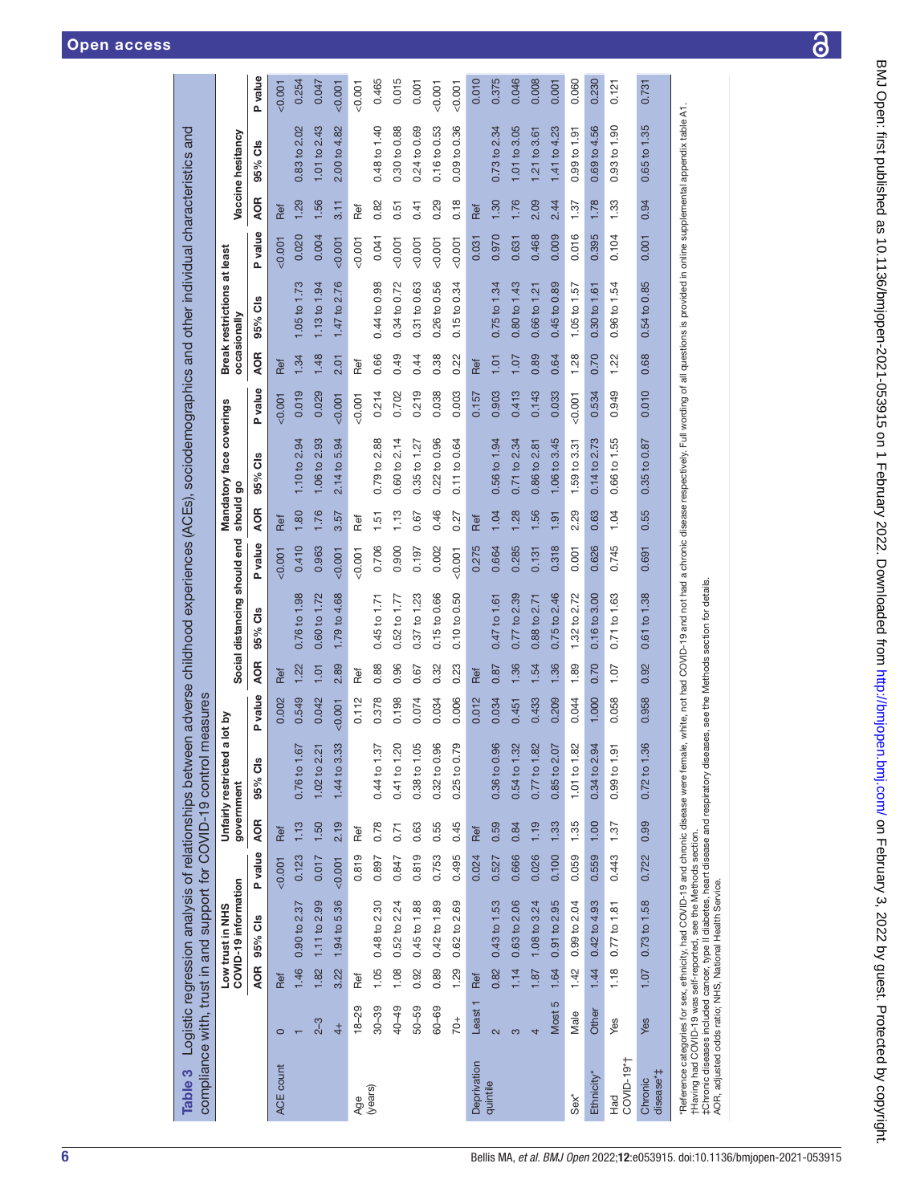**Table 3** Logistic regression analysis of relationships between adverse childhood experiences (ACEs), sociodemographics and other individual characteristics and compliance with, trust in and support for COVID-19 control measures

| | | Low trust in NHS COVID-19 information | | | Unfairly restricted a lot by government | | | Social distancing should end | | | Mandatory face coverings should go | | | Break restrictions at least occasionally | | | Vaccine hesitancy | | |
|---|---|---|---|---|---|---|---|---|---|---|---|---|---|---|---|---|---|---|---|
| | | AOR | 95% CIs | P value | AOR | 95% CIs | P value | AOR | 95% CIs | P value | AOR | 95% CIs | P value | AOR | 95% CIs | P value | AOR | 95% CIs | P value |
| ACE count | 0 | Ref | | <0.001 | Ref | | 0.002 | Ref | | <0.001 | Ref | | <0.001 | Ref | | <0.001 | Ref | | <0.001 |
| | 1 | 1.46 | 0.90 to 2.37 | 0.123 | 1.13 | 0.76 to 1.67 | 0.549 | 1.22 | 0.76 to 1.98 | 0.410 | 1.80 | 1.10 to 2.94 | 0.019 | 1.34 | 1.05 to 1.73 | 0.020 | 1.29 | 0.83 to 2.02 | 0.254 |
| | 2–3 | 1.82 | 1.11 to 2.99 | 0.017 | 1.50 | 1.02 to 2.21 | 0.042 | 1.01 | 0.60 to 1.72 | 0.963 | 1.76 | 1.06 to 2.93 | 0.029 | 1.48 | 1.13 to 1.94 | 0.004 | 1.56 | 1.01 to 2.43 | 0.047 |
| | 4+ | 3.22 | 1.94 to 5.36 | <0.001 | 2.19 | 1.44 to 3.33 | <0.001 | 2.89 | 1.79 to 4.68 | <0.001 | 3.57 | 2.14 to 5.94 | <0.001 | 2.01 | 1.47 to 2.76 | <0.001 | 3.11 | 2.00 to 4.82 | <0.001 |
| Age (years) | 18–29 | Ref | | 0.819 | Ref | | 0.112 | Ref | | <0.001 | Ref | | 0.214 | Ref | | <0.001 | Ref | | <0.001 |
| | 30–39 | 1.05 | 0.48 to 2.30 | 0.897 | 0.78 | 0.44 to 1.37 | 0.378 | 0.88 | 0.45 to 1.71 | 0.706 | 1.51 | 0.79 to 2.88 | 0.214 | 0.66 | 0.44 to 0.98 | 0.041 | 0.82 | 0.48 to 1.40 | 0.465 |
| | 40–49 | 1.08 | 0.52 to 2.24 | 0.847 | 0.71 | 0.41 to 1.20 | 0.198 | 0.96 | 0.52 to 1.77 | 0.900 | 1.13 | 0.60 to 2.14 | 0.702 | 0.49 | 0.34 to 0.72 | <0.001 | 0.51 | 0.30 to 0.88 | 0.015 |
| | 50–59 | 0.92 | 0.45 to 1.88 | 0.819 | 0.63 | 0.38 to 1.05 | 0.074 | 0.67 | 0.37 to 1.23 | 0.197 | 0.67 | 0.35 to 1.27 | 0.219 | 0.44 | 0.31 to 0.63 | <0.001 | 0.41 | 0.24 to 0.69 | 0.001 |
| | 60–69 | 0.89 | 0.42 to 1.89 | 0.753 | 0.55 | 0.32 to 0.96 | 0.034 | 0.32 | 0.15 to 0.66 | 0.002 | 0.46 | 0.22 to 0.96 | 0.038 | 0.38 | 0.26 to 0.56 | <0.001 | 0.29 | 0.16 to 0.53 | <0.001 |
| | 70+ | 1.29 | 0.62 to 2.69 | 0.495 | 0.45 | 0.25 to 0.79 | 0.006 | 0.23 | 0.10 to 0.50 | <0.001 | 0.27 | 0.11 to 0.64 | 0.003 | 0.22 | 0.15 to 0.34 | <0.001 | 0.18 | 0.09 to 0.36 | <0.001 |
| Deprivation quintile | Least 1 | Ref | | 0.024 | Ref | | 0.012 | Ref | | 0.275 | Ref | | 0.157 | Ref | | 0.031 | Ref | | 0.010 |
| | 2 | 0.82 | 0.43 to 1.53 | 0.527 | 0.59 | 0.36 to 0.96 | 0.034 | 0.87 | 0.47 to 1.61 | 0.664 | 1.04 | 0.56 to 1.94 | 0.903 | 1.01 | 0.75 to 1.34 | 0.970 | 1.30 | 0.73 to 2.34 | 0.375 |
| | 3 | 1.14 | 0.63 to 2.06 | 0.666 | 0.84 | 0.54 to 1.32 | 0.451 | 1.36 | 0.77 to 2.39 | 0.285 | 1.28 | 0.71 to 2.34 | 0.413 | 1.07 | 0.80 to 1.43 | 0.631 | 1.76 | 1.01 to 3.05 | 0.046 |
| | 4 | 1.87 | 1.08 to 3.24 | 0.026 | 1.19 | 0.77 to 1.82 | 0.433 | 1.54 | 0.88 to 2.71 | 0.131 | 1.56 | 0.86 to 2.81 | 0.143 | 0.89 | 0.66 to 1.21 | 0.468 | 2.09 | 1.21 to 3.61 | 0.008 |
| | Most 5 | 1.64 | 0.91 to 2.95 | 0.100 | 1.33 | 0.85 to 2.07 | 0.209 | 1.36 | 0.75 to 2.46 | 0.318 | 1.91 | 1.06 to 3.45 | 0.033 | 0.64 | 0.45 to 0.89 | 0.009 | 2.44 | 1.41 to 4.23 | 0.001 |
| Sex* | Male | 1.42 | 0.99 to 2.04 | 0.059 | 1.35 | 1.01 to 1.82 | 0.044 | 1.89 | 1.32 to 2.72 | 0.001 | 2.29 | 1.59 to 3.31 | <0.001 | 1.28 | 1.05 to 1.57 | 0.016 | 1.37 | 0.99 to 1.91 | 0.060 |
| Ethnicity* | Other | 1.44 | 0.42 to 4.93 | 0.559 | 1.00 | 0.34 to 2.94 | 1.000 | 0.70 | 0.16 to 3.00 | 0.626 | 0.63 | 0.14 to 2.73 | 0.534 | 0.70 | 0.30 to 1.61 | 0.395 | 1.78 | 0.69 to 4.56 | 0.230 |
| Had COVID-19*† | Yes | 1.18 | 0.77 to 1.81 | 0.443 | 1.37 | 0.99 to 1.91 | 0.058 | 1.07 | 0.71 to 1.63 | 0.745 | 1.04 | 0.66 to 1.55 | 0.949 | 1.22 | 0.96 to 1.54 | 0.104 | 1.33 | 0.93 to 1.90 | 0.121 |
| Chronic disease*‡ | Yes | 1.07 | 0.73 to 1.58 | 0.722 | 0.99 | 0.72 to 1.36 | 0.958 | 0.92 | 0.61 to 1.38 | 0.691 | 0.55 | 0.35 to 0.87 | 0.010 | 0.68 | 0.54 to 0.85 | 0.001 | 0.94 | 0.65 to 1.35 | 0.731 |

*Reference categories for sex, ethnicity, had COVID-19 and chronic disease were female, white, not had COVID-19 and not had a chronic disease respectively. Full wording of all questions is provided in online supplemental appendix table A1.
†Having had COVID-19 was self-reported, see the Methods section.
‡Chronic diseases included cancer, type II diabetes, heart disease and respiratory diseases, see the Methods section for details.
AOR, adjusted odds ratio; NHS, National Health Service.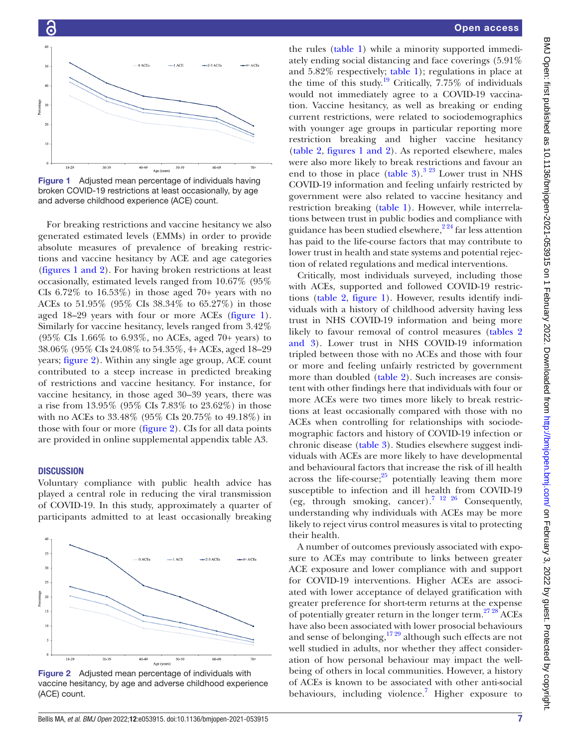Figure 1 Adjusted mean percentage of individuals having broken COVID-19 restrictions at least occasionally, by age and adverse childhood experience (ACE) count.

For breaking restrictions and vaccine hesitancy we also generated estimated levels (EMMs) in order to provide absolute measures of prevalence of breaking restrictions and vaccine hesitancy by ACE and age categories (figures 1 and 2). For having broken restrictions at least occasionally, estimated levels ranged from 10.67% (95% CIs 6.72% to 16.53%) in those aged 70+ years with no ACEs to 51.95% (95% CIs 38.34% to 65.27%) in those aged 18–29 years with four or more ACEs (figure 1). Similarly for vaccine hesitancy, levels ranged from 3.42% (95% CIs 1.66% to 6.93%, no ACEs, aged 70+ years) to 38.06% (95% CIs 24.08% to 54.35%, 4+ ACEs, aged 18–29 years; figure 2). Within any single age group, ACE count contributed to a steep increase in predicted breaking of restrictions and vaccine hesitancy. For instance, for vaccine hesitancy, in those aged 30–39 years, there was a rise from 13.95% (95% CIs 7.83% to 23.62%) in those with no ACEs to 33.48% (95% CIs 20.75% to 49.18%) in those with four or more (figure 2). CIs for all data points are provided in online supplemental appendix table A3.

## DISCUSSION

Voluntary compliance with public health advice has played a central role in reducing the viral transmission of COVID-19. In this study, approximately a quarter of participants admitted to at least occasionally breaking the rules (table 1) while a minority supported immediately ending social distancing and face coverings (5.91% and 5.82% respectively; table 1); regulations in place at the time of this study.[19] Critically, 7.75% of individuals would not immediately agree to a COVID-19 vaccination. Vaccine hesitancy, as well as breaking or ending current restrictions, were related to sociodemographics with younger age groups in particular reporting more restriction breaking and higher vaccine hesitancy (table 2, figures 1 and 2). As reported elsewhere, males were also more likely to break restrictions and favour an end to those in place (table 3).[3 23] Lower trust in NHS COVID-19 information and feeling unfairly restricted by government were also related to vaccine hesitancy and restriction breaking (table 1). However, while interrelations between trust in public bodies and compliance with guidance has been studied elsewhere,[2 24] far less attention has paid to the life-course factors that may contribute to lower trust in health and state systems and potential rejection of related regulations and medical interventions.

Figure 2 Adjusted mean percentage of individuals with vaccine hesitancy, by age and adverse childhood experience (ACE) count.

Critically, most individuals surveyed, including those with ACEs, supported and followed COVID-19 restrictions (table 2, figure 1). However, results identify individuals with a history of childhood adversity having less trust in NHS COVID-19 information and being more likely to favour removal of control measures (tables 2 and 3). Lower trust in NHS COVID-19 information tripled between those with no ACEs and those with four or more and feeling unfairly restricted by government more than doubled (table 2). Such increases are consistent with other findings here that individuals with four or more ACEs were two times more likely to break restrictions at least occasionally compared with those with no ACEs when controlling for relationships with sociodemographic factors and history of COVID-19 infection or chronic disease (table 3). Studies elsewhere suggest individuals with ACEs are more likely to have developmental and behavioural factors that increase the risk of ill health across the life-course;[25] potentially leaving them more susceptible to infection and ill health from COVID-19 (eg, through smoking, cancer).[7 12 26] Consequently, understanding why individuals with ACEs may be more likely to reject virus control measures is vital to protecting their health.

A number of outcomes previously associated with exposure to ACEs may contribute to links between greater ACE exposure and lower compliance with and support for COVID-19 interventions. Higher ACEs are associated with lower acceptance of delayed gratification with greater preference for short-term returns at the expense of potentially greater return in the longer term.[27 28] ACEs have also been associated with lower prosocial behaviours and sense of belonging,[17 29] although such effects are not well studied in adults, nor whether they affect consideration of how personal behaviour may impact the wellbeing of others in local communities. However, a history of ACEs is known to be associated with other anti-social behaviours, including violence.[7] Higher exposure to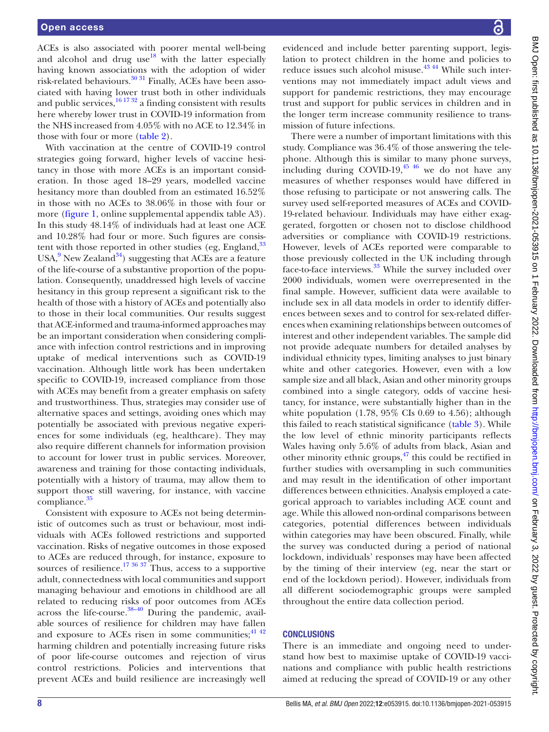ACEs is also associated with poorer mental well-being and alcohol and drug use[18] with the latter especially having known associations with the adoption of wider risk-related behaviours.[30 31] Finally, ACEs have been associated with having lower trust both in other individuals and public services,[16 17 32] a finding consistent with results here whereby lower trust in COVID-19 information from the NHS increased from 4.05% with no ACE to 12.34% in those with four or more (table 2).

With vaccination at the centre of COVID-19 control strategies going forward, higher levels of vaccine hesitancy in those with more ACEs is an important consideration. In those aged 18–29 years, modelled vaccine hesitancy more than doubled from an estimated 16.52% in those with no ACEs to 38.06% in those with four or more (figure 1, online supplemental appendix table A3). In this study 48.14% of individuals had at least one ACE and 10.28% had four or more. Such figures are consistent with those reported in other studies (eg, England,[33] USA,[9] New Zealand[34]) suggesting that ACEs are a feature of the life-course of a substantive proportion of the population. Consequently, unaddressed high levels of vaccine hesitancy in this group represent a significant risk to the health of those with a history of ACEs and potentially also to those in their local communities. Our results suggest that ACE-informed and trauma-informed approaches may be an important consideration when considering compliance with infection control restrictions and in improving uptake of medical interventions such as COVID-19 vaccination. Although little work has been undertaken specific to COVID-19, increased compliance from those with ACEs may benefit from a greater emphasis on safety and trustworthiness. Thus, strategies may consider use of alternative spaces and settings, avoiding ones which may potentially be associated with previous negative experiences for some individuals (eg, healthcare). They may also require different channels for information provision to account for lower trust in public services. Moreover, awareness and training for those contacting individuals, potentially with a history of trauma, may allow them to support those still wavering, for instance, with vaccine compliance.[35]

Consistent with exposure to ACEs not being deterministic of outcomes such as trust or behaviour, most individuals with ACEs followed restrictions and supported vaccination. Risks of negative outcomes in those exposed to ACEs are reduced through, for instance, exposure to sources of resilience.[17 36 37] Thus, access to a supportive adult, connectedness with local communities and support managing behaviour and emotions in childhood are all related to reducing risks of poor outcomes from ACEs across the life-course.[38–40] During the pandemic, available sources of resilience for children may have fallen and exposure to ACEs risen in some communities;[41 42] harming children and potentially increasing future risks of poor life-course outcomes and rejection of virus control restrictions. Policies and interventions that prevent ACEs and build resilience are increasingly well evidenced and include better parenting support, legislation to protect children in the home and policies to reduce issues such alcohol misuse.[43 44] While such interventions may not immediately impact adult views and support for pandemic restrictions, they may encourage trust and support for public services in children and in the longer term increase community resilience to transmission of future infections.

There were a number of important limitations with this study. Compliance was 36.4% of those answering the telephone. Although this is similar to many phone surveys, including during COVID-19,[45 46] we do not have any measures of whether responses would have differed in those refusing to participate or not answering calls. The survey used self-reported measures of ACEs and COVID-19-related behaviour. Individuals may have either exaggerated, forgotten or chosen not to disclose childhood adversities or compliance with COVID-19 restrictions. However, levels of ACEs reported were comparable to those previously collected in the UK including through face-to-face interviews.[33] While the survey included over 2000 individuals, women were overrepresented in the final sample. However, sufficient data were available to include sex in all data models in order to identify differences between sexes and to control for sex-related differences when examining relationships between outcomes of interest and other independent variables. The sample did not provide adequate numbers for detailed analyses by individual ethnicity types, limiting analyses to just binary white and other categories. However, even with a low sample size and all black, Asian and other minority groups combined into a single category, odds of vaccine hesitancy, for instance, were substantially higher than in the white population (1.78, 95% CIs 0.69 to 4.56); although this failed to reach statistical significance (table 3). While the low level of ethnic minority participants reflects Wales having only 5.6% of adults from black, Asian and other minority ethnic groups,[47] this could be rectified in further studies with oversampling in such communities and may result in the identification of other important differences between ethnicities. Analysis employed a categorical approach to variables including ACE count and age. While this allowed non-ordinal comparisons between categories, potential differences between individuals within categories may have been obscured. Finally, while the survey was conducted during a period of national lockdown, individuals' responses may have been affected by the timing of their interview (eg, near the start or end of the lockdown period). However, individuals from all different sociodemographic groups were sampled throughout the entire data collection period.

## CONCLUSIONS

There is an immediate and ongoing need to understand how best to maximise uptake of COVID-19 vaccinations and compliance with public health restrictions aimed at reducing the spread of COVID-19 or any other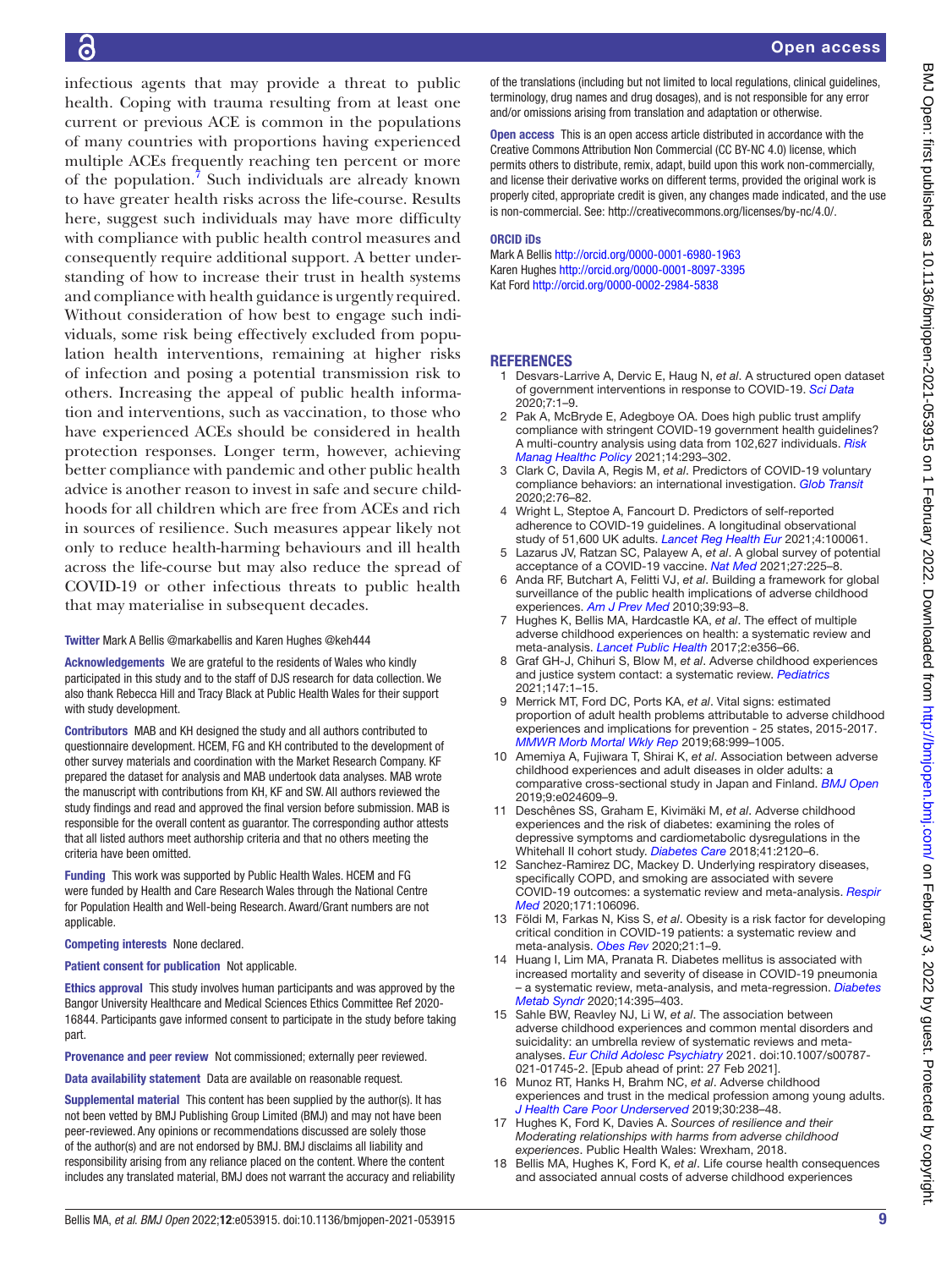infectious agents that may provide a threat to public health. Coping with trauma resulting from at least one current or previous ACE is common in the populations of many countries with proportions having experienced multiple ACEs frequently reaching ten percent or more of the population.[7] Such individuals are already known to have greater health risks across the life-course. Results here, suggest such individuals may have more difficulty with compliance with public health control measures and consequently require additional support. A better understanding of how to increase their trust in health systems and compliance with health guidance is urgently required. Without consideration of how best to engage such individuals, some risk being effectively excluded from population health interventions, remaining at higher risks of infection and posing a potential transmission risk to others. Increasing the appeal of public health information and interventions, such as vaccination, to those who have experienced ACEs should be considered in health protection responses. Longer term, however, achieving better compliance with pandemic and other public health advice is another reason to invest in safe and secure childhoods for all children which are free from ACEs and rich in sources of resilience. Such measures appear likely not only to reduce health-harming behaviours and ill health across the life-course but may also reduce the spread of COVID-19 or other infectious threats to public health that may materialise in subsequent decades.

**Twitter** Mark A Bellis @markabellis and Karen Hughes @keh444

**Acknowledgements** We are grateful to the residents of Wales who kindly participated in this study and to the staff of DJS research for data collection. We also thank Rebecca Hill and Tracy Black at Public Health Wales for their support with study development.

**Contributors** MAB and KH designed the study and all authors contributed to questionnaire development. HCEM, FG and KH contributed to the development of other survey materials and coordination with the Market Research Company. KF prepared the dataset for analysis and MAB undertook data analyses. MAB wrote the manuscript with contributions from KH, KF and SW. All authors reviewed the study findings and read and approved the final version before submission. MAB is responsible for the overall content as guarantor. The corresponding author attests that all listed authors meet authorship criteria and that no others meeting the criteria have been omitted.

**Funding** This work was supported by Public Health Wales. HCEM and FG were funded by Health and Care Research Wales through the National Centre for Population Health and Well-being Research. Award/Grant numbers are not applicable.

**Competing interests** None declared.

**Patient consent for publication** Not applicable.

**Ethics approval** This study involves human participants and was approved by the Bangor University Healthcare and Medical Sciences Ethics Committee Ref 2020-16844. Participants gave informed consent to participate in the study before taking part.

**Provenance and peer review** Not commissioned; externally peer reviewed.

**Data availability statement** Data are available on reasonable request.

**Supplemental material** This content has been supplied by the author(s). It has not been vetted by BMJ Publishing Group Limited (BMJ) and may not have been peer-reviewed. Any opinions or recommendations discussed are solely those of the author(s) and are not endorsed by BMJ. BMJ disclaims all liability and responsibility arising from any reliance placed on the content. Where the content includes any translated material, BMJ does not warrant the accuracy and reliability of the translations (including but not limited to local regulations, clinical guidelines, terminology, drug names and drug dosages), and is not responsible for any error and/or omissions arising from translation and adaptation or otherwise.

**Open access** This is an open access article distributed in accordance with the Creative Commons Attribution Non Commercial (CC BY-NC 4.0) license, which permits others to distribute, remix, adapt, build upon this work non-commercially, and license their derivative works on different terms, provided the original work is properly cited, appropriate credit is given, any changes made indicated, and the use is non-commercial. See: http://creativecommons.org/licenses/by-nc/4.0/.

**ORCID iDs**

Mark A Bellis http://orcid.org/0000-0001-6980-1963
Karen Hughes http://orcid.org/0000-0001-8097-3395
Kat Ford http://orcid.org/0000-0002-2984-5838

## REFERENCES

1. Desvars-Larrive A, Dervic E, Haug N, *et al*. A structured open dataset of government interventions in response to COVID-19. *Sci Data* 2020;7:1–9.
2. Pak A, McBryde E, Adegboye OA. Does high public trust amplify compliance with stringent COVID-19 government health guidelines? A multi-country analysis using data from 102,627 individuals. *Risk Manag Healthc Policy* 2021;14:293–302.
3. Clark C, Davila A, Regis M, *et al*. Predictors of COVID-19 voluntary compliance behaviors: an international investigation. *Glob Transit* 2020;2:76–82.
4. Wright L, Steptoe A, Fancourt D. Predictors of self-reported adherence to COVID-19 guidelines. A longitudinal observational study of 51,600 UK adults. *Lancet Reg Health Eur* 2021;4:100061.
5. Lazarus JV, Ratzan SC, Palayew A, *et al*. A global survey of potential acceptance of a COVID-19 vaccine. *Nat Med* 2021;27:225–8.
6. Anda RF, Butchart A, Felitti VJ, *et al*. Building a framework for global surveillance of the public health implications of adverse childhood experiences. *Am J Prev Med* 2010;39:93–8.
7. Hughes K, Bellis MA, Hardcastle KA, *et al*. The effect of multiple adverse childhood experiences on health: a systematic review and meta-analysis. *Lancet Public Health* 2017;2:e356–66.
8. Graf GH-J, Chihuri S, Blow M, *et al*. Adverse childhood experiences and justice system contact: a systematic review. *Pediatrics* 2021;147:1–15.
9. Merrick MT, Ford DC, Ports KA, *et al*. Vital signs: estimated proportion of adult health problems attributable to adverse childhood experiences and implications for prevention - 25 states, 2015-2017. *MMWR Morb Mortal Wkly Rep* 2019;68:999–1005.
10. Amemiya A, Fujiwara T, Shirai K, *et al*. Association between adverse childhood experiences and adult diseases in older adults: a comparative cross-sectional study in Japan and Finland. *BMJ Open* 2019;9:e024609–9.
11. Deschênes SS, Graham E, Kivimäki M, *et al*. Adverse childhood experiences and the risk of diabetes: examining the roles of depressive symptoms and cardiometabolic dysregulations in the Whitehall II cohort study. *Diabetes Care* 2018;41:2120–6.
12. Sanchez-Ramirez DC, Mackey D. Underlying respiratory diseases, specifically COPD, and smoking are associated with severe COVID-19 outcomes: a systematic review and meta-analysis. *Respir Med* 2020;171:106096.
13. Földi M, Farkas N, Kiss S, *et al*. Obesity is a risk factor for developing critical condition in COVID-19 patients: a systematic review and meta-analysis. *Obes Rev* 2020;21:1–9.
14. Huang I, Lim MA, Pranata R. Diabetes mellitus is associated with increased mortality and severity of disease in COVID-19 pneumonia – a systematic review, meta-analysis, and meta-regression. *Diabetes Metab Syndr* 2020;14:395–403.
15. Sahle BW, Reavley NJ, Li W, *et al*. The association between adverse childhood experiences and common mental disorders and suicidality: an umbrella review of systematic reviews and meta-analyses. *Eur Child Adolesc Psychiatry* 2021. doi:10.1007/s00787-021-01745-2. [Epub ahead of print: 27 Feb 2021].
16. Munoz RT, Hanks H, Brahm NC, *et al*. Adverse childhood experiences and trust in the medical profession among young adults. *J Health Care Poor Underserved* 2019;30:238–48.
17. Hughes K, Ford K, Davies A. *Sources of resilience and their Moderating relationships with harms from adverse childhood experiences*. Public Health Wales: Wrexham, 2018.
18. Bellis MA, Hughes K, Ford K, *et al*. Life course health consequences and associated annual costs of adverse childhood experiences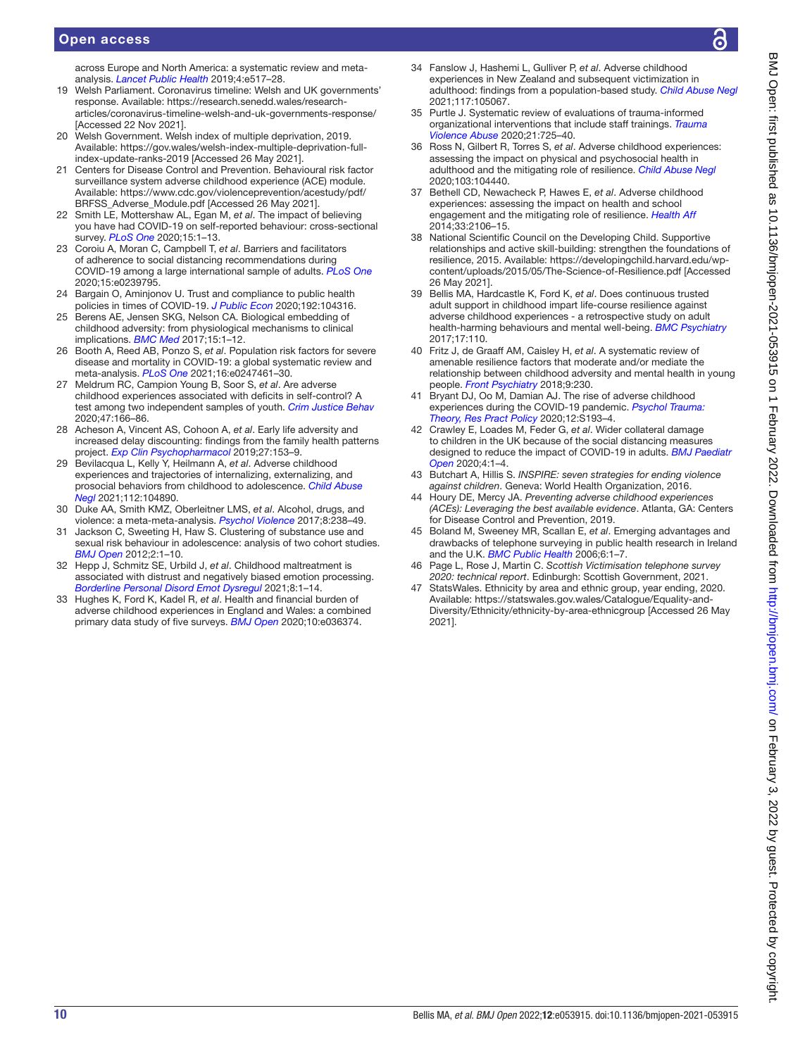across Europe and North America: a systematic review and meta-analysis. *Lancet Public Health* 2019;4:e517–28.

19 Welsh Parliament. Coronavirus timeline: Welsh and UK governments' response. Available: https://research.senedd.wales/research-articles/coronavirus-timeline-welsh-and-uk-governments-response/ [Accessed 22 Nov 2021].
20 Welsh Government. Welsh index of multiple deprivation, 2019. Available: https://gov.wales/welsh-index-multiple-deprivation-full-index-update-ranks-2019 [Accessed 26 May 2021].
21 Centers for Disease Control and Prevention. Behavioural risk factor surveillance system adverse childhood experience (ACE) module. Available: https://www.cdc.gov/violenceprevention/acestudy/pdf/BRFSS_Adverse_Module.pdf [Accessed 26 May 2021].
22 Smith LE, Mottershaw AL, Egan M, *et al*. The impact of believing you have had COVID-19 on self-reported behaviour: cross-sectional survey. *PLoS One* 2020;15:1–13.
23 Coroiu A, Moran C, Campbell T, *et al*. Barriers and facilitators of adherence to social distancing recommendations during COVID-19 among a large international sample of adults. *PLoS One* 2020;15:e0239795.
24 Bargain O, Aminjonov U. Trust and compliance to public health policies in times of COVID-19. *J Public Econ* 2020;192:104316.
25 Berens AE, Jensen SKG, Nelson CA. Biological embedding of childhood adversity: from physiological mechanisms to clinical implications. *BMC Med* 2017;15:1–12.
26 Booth A, Reed AB, Ponzo S, *et al*. Population risk factors for severe disease and mortality in COVID-19: a global systematic review and meta-analysis. *PLoS One* 2021;16:e0247461–30.
27 Meldrum RC, Campion Young B, Soor S, *et al*. Are adverse childhood experiences associated with deficits in self-control? A test among two independent samples of youth. *Crim Justice Behav* 2020;47:166–86.
28 Acheson A, Vincent AS, Cohoon A, *et al*. Early life adversity and increased delay discounting: findings from the family health patterns project. *Exp Clin Psychopharmacol* 2019;27:153–9.
29 Bevilacqua L, Kelly Y, Heilmann A, *et al*. Adverse childhood experiences and trajectories of internalizing, externalizing, and prosocial behaviors from childhood to adolescence. *Child Abuse Negl* 2021;112:104890.
30 Duke AA, Smith KMZ, Oberleitner LMS, *et al*. Alcohol, drugs, and violence: a meta-meta-analysis. *Psychol Violence* 2017;8:238–49.
31 Jackson C, Sweeting H, Haw S. Clustering of substance use and sexual risk behaviour in adolescence: analysis of two cohort studies. *BMJ Open* 2012;2:1–10.
32 Hepp J, Schmitz SE, Urbild J, *et al*. Childhood maltreatment is associated with distrust and negatively biased emotion processing. *Borderline Personal Disord Emot Dysregul* 2021;8:1–14.
33 Hughes K, Ford K, Kadel R, *et al*. Health and financial burden of adverse childhood experiences in England and Wales: a combined primary data study of five surveys. *BMJ Open* 2020;10:e036374.
34 Fanslow J, Hashemi L, Gulliver P, *et al*. Adverse childhood experiences in New Zealand and subsequent victimization in adulthood: findings from a population-based study. *Child Abuse Negl* 2021;117:105067.
35 Purtle J. Systematic review of evaluations of trauma-informed organizational interventions that include staff trainings. *Trauma Violence Abuse* 2020;21:725–40.
36 Ross N, Gilbert R, Torres S, *et al*. Adverse childhood experiences: assessing the impact on physical and psychosocial health in adulthood and the mitigating role of resilience. *Child Abuse Negl* 2020;103:104440.
37 Bethell CD, Newacheck P, Hawes E, *et al*. Adverse childhood experiences: assessing the impact on health and school engagement and the mitigating role of resilience. *Health Aff* 2014;33:2106–15.
38 National Scientific Council on the Developing Child. Supportive relationships and active skill-building: strengthen the foundations of resilience, 2015. Available: https://developingchild.harvard.edu/wp-content/uploads/2015/05/The-Science-of-Resilience.pdf [Accessed 26 May 2021].
39 Bellis MA, Hardcastle K, Ford K, *et al*. Does continuous trusted adult support in childhood impart life-course resilience against adverse childhood experiences - a retrospective study on adult health-harming behaviours and mental well-being. *BMC Psychiatry* 2017;17:110.
40 Fritz J, de Graaff AM, Caisley H, *et al*. A systematic review of amenable resilience factors that moderate and/or mediate the relationship between childhood adversity and mental health in young people. *Front Psychiatry* 2018;9:230.
41 Bryant DJ, Oo M, Damian AJ. The rise of adverse childhood experiences during the COVID-19 pandemic. *Psychol Trauma: Theory, Res Pract Policy* 2020;12:S193–4.
42 Crawley E, Loades M, Feder G, *et al*. Wider collateral damage to children in the UK because of the social distancing measures designed to reduce the impact of COVID-19 in adults. *BMJ Paediatr Open* 2020;4:1–4.
43 Butchart A, Hillis S. *INSPIRE: seven strategies for ending violence against children*. Geneva: World Health Organization, 2016.
44 Houry DE, Mercy JA. *Preventing adverse childhood experiences (ACEs): Leveraging the best available evidence*. Atlanta, GA: Centers for Disease Control and Prevention, 2019.
45 Boland M, Sweeney MR, Scallan E, *et al*. Emerging advantages and drawbacks of telephone surveying in public health research in Ireland and the U.K. *BMC Public Health* 2006;6:1–7.
46 Page L, Rose J, Martin C. *Scottish Victimisation telephone survey 2020: technical report*. Edinburgh: Scottish Government, 2021.
47 StatsWales. Ethnicity by area and ethnic group, year ending, 2020. Available: https://statswales.gov.wales/Catalogue/Equality-and-Diversity/Ethnicity/ethnicity-by-area-ethnicgroup [Accessed 26 May 2021].